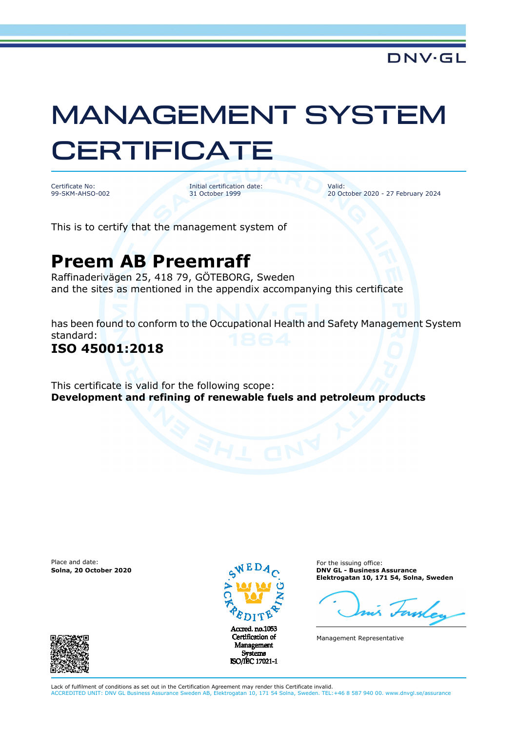DNV·GL

# MANAGEMENT SYSTEM CERTIFICATE

| Certificate No: | Initial certification date: | Valid: |
|---|---|---|
| 99-SKM-AHSO-002 | 31 October 1999 | 20 October 2020 - 27 February 2024 |

This is to certify that the management system of

## Preem AB Preemraff

Raffinaderivägen 25, 418 79, GÖTEBORG, Sweden
and the sites as mentioned in the appendix accompanying this certificate

has been found to conform to the Occupational Health and Safety Management System standard:

### ISO 45001:2018

This certificate is valid for the following scope:
**Development and refining of renewable fuels and petroleum products**

Place and date:
**Solna, 20 October 2020**

SWEDAC ACKREDITERING
Accred. no.1053
Certification of Management Systems
ISO/IEC 17021-1

For the issuing office:
**DNV GL - Business Assurance**
**Elektrogatan 10, 171 54, Solna, Sweden**

Management Representative

Lack of fulfilment of conditions as set out in the Certification Agreement may render this Certificate invalid.
ACCREDITED UNIT: DNV GL Business Assurance Sweden AB, Elektrogatan 10, 171 54 Solna, Sweden. TEL:+46 8 587 940 00. www.dnvgl.se/assurance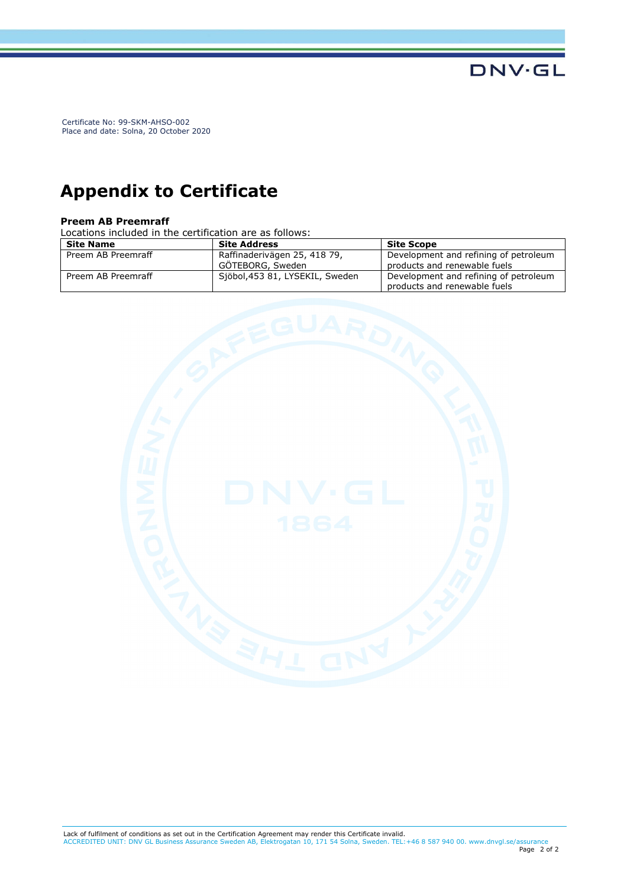Certificate No: 99-SKM-AHSO-002
Place and date: Solna, 20 October 2020

# Appendix to Certificate

**Preem AB Preemraff**

Locations included in the certification are as follows:

| Site Name | Site Address | Site Scope |
|---|---|---|
| Preem AB Preemraff | Raffinaderivägen 25, 418 79, GÖTEBORG, Sweden | Development and refining of petroleum products and renewable fuels |
| Preem AB Preemraff | Sjöbol,453 81, LYSEKIL, Sweden | Development and refining of petroleum products and renewable fuels |

Lack of fulfilment of conditions as set out in the Certification Agreement may render this Certificate invalid.
ACCREDITED UNIT: DNV GL Business Assurance Sweden AB, Elektrogatan 10, 171 54 Solna, Sweden. TEL:+46 8 587 940 00. www.dnvgl.se/assurance